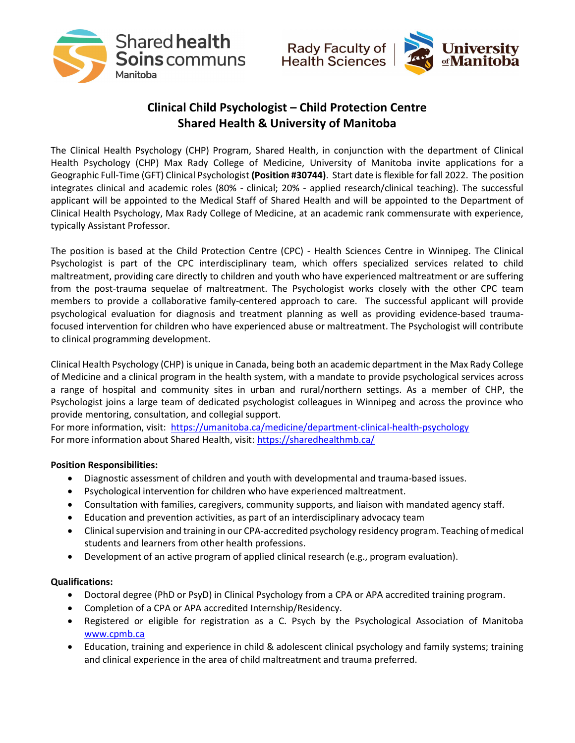# Clinical Child Psychologist – Child Protection Centre
# Shared Health & University of Manitoba

The Clinical Health Psychology (CHP) Program, Shared Health, in conjunction with the department of Clinical Health Psychology (CHP) Max Rady College of Medicine, University of Manitoba invite applications for a Geographic Full-Time (GFT) Clinical Psychologist **(Position #30744)**. Start date is flexible for fall 2022. The position integrates clinical and academic roles (80% - clinical; 20% - applied research/clinical teaching). The successful applicant will be appointed to the Medical Staff of Shared Health and will be appointed to the Department of Clinical Health Psychology, Max Rady College of Medicine, at an academic rank commensurate with experience, typically Assistant Professor.

The position is based at the Child Protection Centre (CPC) - Health Sciences Centre in Winnipeg. The Clinical Psychologist is part of the CPC interdisciplinary team, which offers specialized services related to child maltreatment, providing care directly to children and youth who have experienced maltreatment or are suffering from the post-trauma sequelae of maltreatment. The Psychologist works closely with the other CPC team members to provide a collaborative family-centered approach to care. The successful applicant will provide psychological evaluation for diagnosis and treatment planning as well as providing evidence-based trauma-focused intervention for children who have experienced abuse or maltreatment. The Psychologist will contribute to clinical programming development.

Clinical Health Psychology (CHP) is unique in Canada, being both an academic department in the Max Rady College of Medicine and a clinical program in the health system, with a mandate to provide psychological services across a range of hospital and community sites in urban and rural/northern settings. As a member of CHP, the Psychologist joins a large team of dedicated psychologist colleagues in Winnipeg and across the province who provide mentoring, consultation, and collegial support.
For more information, visit: https://umanitoba.ca/medicine/department-clinical-health-psychology
For more information about Shared Health, visit: https://sharedhealthmb.ca/

**Position Responsibilities:**

- Diagnostic assessment of children and youth with developmental and trauma-based issues.
- Psychological intervention for children who have experienced maltreatment.
- Consultation with families, caregivers, community supports, and liaison with mandated agency staff.
- Education and prevention activities, as part of an interdisciplinary advocacy team
- Clinical supervision and training in our CPA-accredited psychology residency program. Teaching of medical students and learners from other health professions.
- Development of an active program of applied clinical research (e.g., program evaluation).

**Qualifications:**

- Doctoral degree (PhD or PsyD) in Clinical Psychology from a CPA or APA accredited training program.
- Completion of a CPA or APA accredited Internship/Residency.
- Registered or eligible for registration as a C. Psych by the Psychological Association of Manitoba www.cpmb.ca
- Education, training and experience in child & adolescent clinical psychology and family systems; training and clinical experience in the area of child maltreatment and trauma preferred.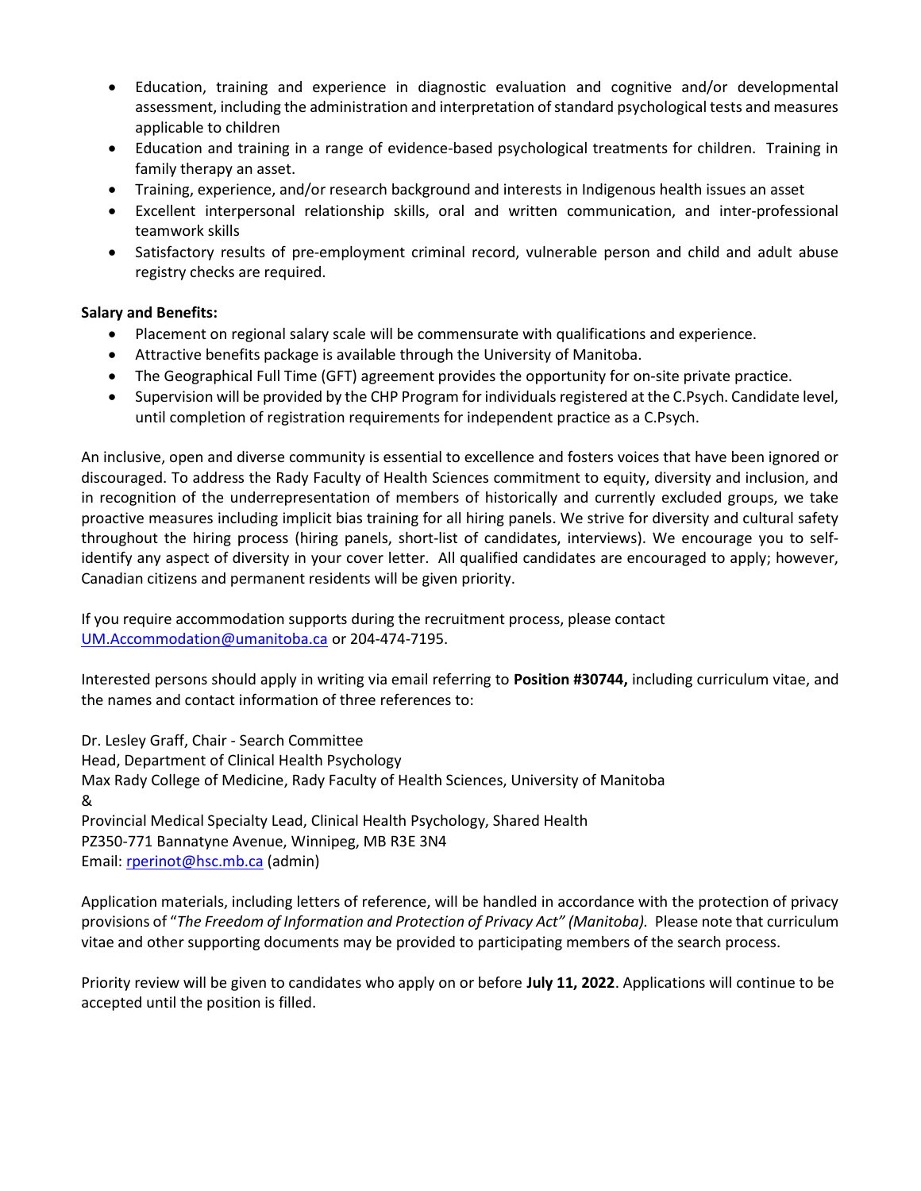- Education, training and experience in diagnostic evaluation and cognitive and/or developmental assessment, including the administration and interpretation of standard psychological tests and measures applicable to children
- Education and training in a range of evidence-based psychological treatments for children. Training in family therapy an asset.
- Training, experience, and/or research background and interests in Indigenous health issues an asset
- Excellent interpersonal relationship skills, oral and written communication, and inter-professional teamwork skills
- Satisfactory results of pre-employment criminal record, vulnerable person and child and adult abuse registry checks are required.

**Salary and Benefits:**

- Placement on regional salary scale will be commensurate with qualifications and experience.
- Attractive benefits package is available through the University of Manitoba.
- The Geographical Full Time (GFT) agreement provides the opportunity for on-site private practice.
- Supervision will be provided by the CHP Program for individuals registered at the C.Psych. Candidate level, until completion of registration requirements for independent practice as a C.Psych.

An inclusive, open and diverse community is essential to excellence and fosters voices that have been ignored or discouraged. To address the Rady Faculty of Health Sciences commitment to equity, diversity and inclusion, and in recognition of the underrepresentation of members of historically and currently excluded groups, we take proactive measures including implicit bias training for all hiring panels. We strive for diversity and cultural safety throughout the hiring process (hiring panels, short-list of candidates, interviews). We encourage you to self-identify any aspect of diversity in your cover letter. All qualified candidates are encouraged to apply; however, Canadian citizens and permanent residents will be given priority.

If you require accommodation supports during the recruitment process, please contact UM.Accommodation@umanitoba.ca or 204-474-7195.

Interested persons should apply in writing via email referring to **Position #30744,** including curriculum vitae, and the names and contact information of three references to:

Dr. Lesley Graff, Chair - Search Committee
Head, Department of Clinical Health Psychology
Max Rady College of Medicine, Rady Faculty of Health Sciences, University of Manitoba
&
Provincial Medical Specialty Lead, Clinical Health Psychology, Shared Health
PZ350-771 Bannatyne Avenue, Winnipeg, MB R3E 3N4
Email: rperinot@hsc.mb.ca (admin)

Application materials, including letters of reference, will be handled in accordance with the protection of privacy provisions of "*The Freedom of Information and Protection of Privacy Act" (Manitoba).* Please note that curriculum vitae and other supporting documents may be provided to participating members of the search process.

Priority review will be given to candidates who apply on or before **July 11, 2022**. Applications will continue to be accepted until the position is filled.